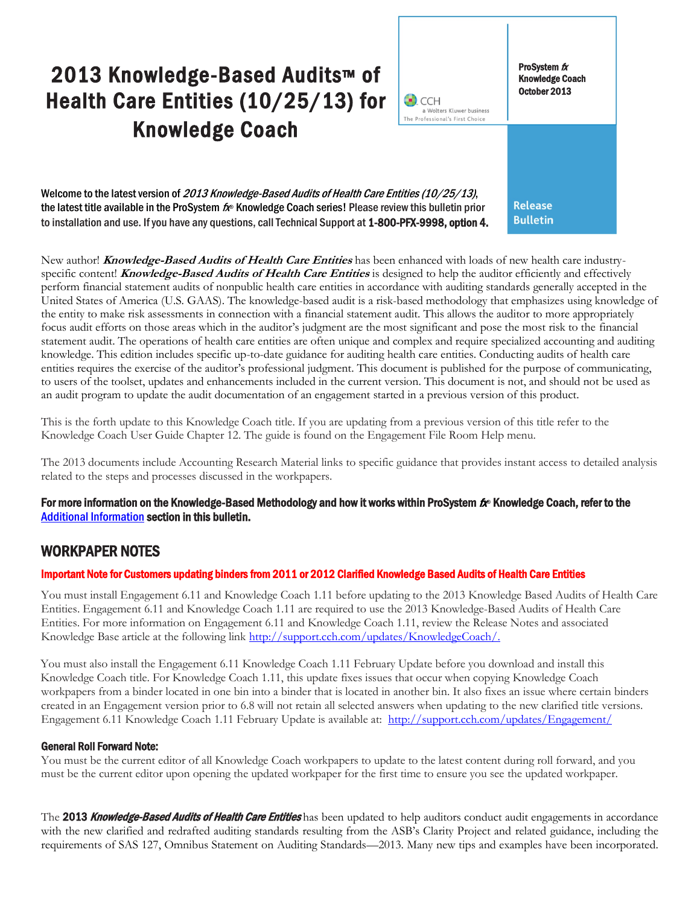# 2013 Knowledge-Based Audits™ of Health Care Entities (10/25/13) for Knowledge Coach

CCH a Wolters Kluwer business
The Professional's First Choice

ProSystem *fx* Knowledge Coach
October 2013

Release Bulletin

**Welcome to the latest version of *2013 Knowledge-Based Audits of Health Care Entities (10/25/13)*, the latest title available in the ProSystem *fx*® Knowledge Coach series! Please review this bulletin prior to installation and use. If you have any questions, call Technical Support at 1-800-PFX-9998, option 4.**

New author! ***Knowledge-Based Audits of Health Care Entities*** has been enhanced with loads of new health care industry-specific content! ***Knowledge-Based Audits of Health Care Entities*** is designed to help the auditor efficiently and effectively perform financial statement audits of nonpublic health care entities in accordance with auditing standards generally accepted in the United States of America (U.S. GAAS). The knowledge-based audit is a risk-based methodology that emphasizes using knowledge of the entity to make risk assessments in connection with a financial statement audit. This allows the auditor to more appropriately focus audit efforts on those areas which in the auditor's judgment are the most significant and pose the most risk to the financial statement audit. The operations of health care entities are often unique and complex and require specialized accounting and auditing knowledge. This edition includes specific up-to-date guidance for auditing health care entities. Conducting audits of health care entities requires the exercise of the auditor's professional judgment. This document is published for the purpose of communicating, to users of the toolset, updates and enhancements included in the current version. This document is not, and should not be used as an audit program to update the audit documentation of an engagement started in a previous version of this product.

This is the forth update to this Knowledge Coach title. If you are updating from a previous version of this title refer to the Knowledge Coach User Guide Chapter 12. The guide is found on the Engagement File Room Help menu.

The 2013 documents include Accounting Research Material links to specific guidance that provides instant access to detailed analysis related to the steps and processes discussed in the workpapers.

**For more information on the Knowledge-Based Methodology and how it works within ProSystem *fx*® Knowledge Coach, refer to the Additional Information section in this bulletin.**

## WORKPAPER NOTES

### Important Note for Customers updating binders from 2011 or 2012 Clarified Knowledge Based Audits of Health Care Entities

You must install Engagement 6.11 and Knowledge Coach 1.11 before updating to the 2013 Knowledge Based Audits of Health Care Entities. Engagement 6.11 and Knowledge Coach 1.11 are required to use the 2013 Knowledge-Based Audits of Health Care Entities. For more information on Engagement 6.11 and Knowledge Coach 1.11, review the Release Notes and associated Knowledge Base article at the following link http://support.cch.com/updates/KnowledgeCoach/.

You must also install the Engagement 6.11 Knowledge Coach 1.11 February Update before you download and install this Knowledge Coach title. For Knowledge Coach 1.11, this update fixes issues that occur when copying Knowledge Coach workpapers from a binder located in one bin into a binder that is located in another bin. It also fixes an issue where certain binders created in an Engagement version prior to 6.8 will not retain all selected answers when updating to the new clarified title versions. Engagement 6.11 Knowledge Coach 1.11 February Update is available at: http://support.cch.com/updates/Engagement/

### General Roll Forward Note:

You must be the current editor of all Knowledge Coach workpapers to update to the latest content during roll forward, and you must be the current editor upon opening the updated workpaper for the first time to ensure you see the updated workpaper.

The **2013 *Knowledge-Based Audits of Health Care Entities*** has been updated to help auditors conduct audit engagements in accordance with the new clarified and redrafted auditing standards resulting from the ASB's Clarity Project and related guidance, including the requirements of SAS 127, Omnibus Statement on Auditing Standards—2013. Many new tips and examples have been incorporated.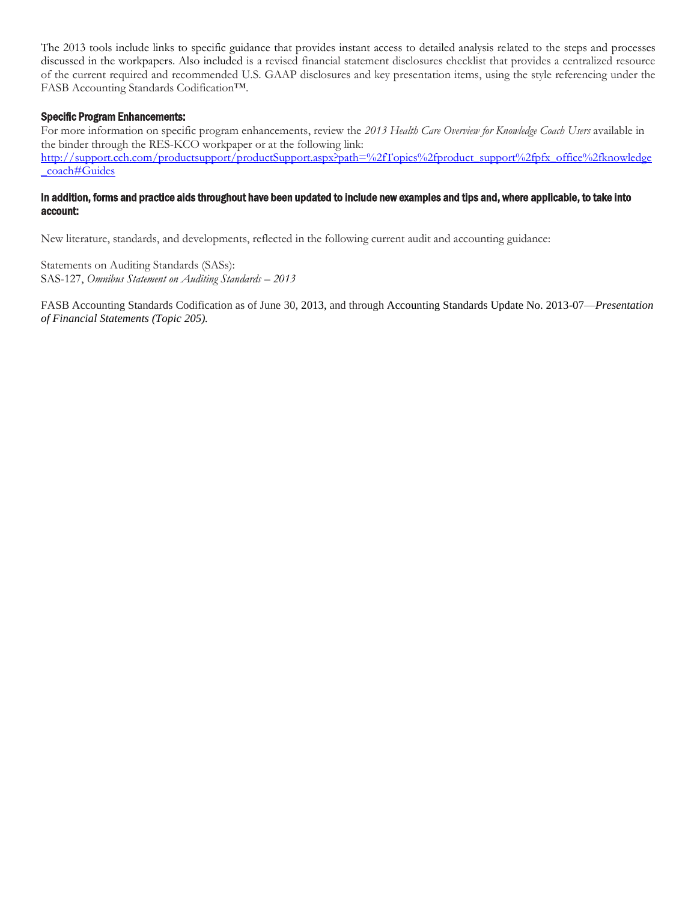The 2013 tools include links to specific guidance that provides instant access to detailed analysis related to the steps and processes discussed in the workpapers. Also included is a revised financial statement disclosures checklist that provides a centralized resource of the current required and recommended U.S. GAAP disclosures and key presentation items, using the style referencing under the FASB Accounting Standards Codification™.

### Specific Program Enhancements:

For more information on specific program enhancements, review the *2013 Health Care Overview for Knowledge Coach Users* available in the binder through the RES-KCO workpaper or at the following link:
http://support.cch.com/productsupport/productSupport.aspx?path=%2fTopics%2fproduct_support%2fpfx_office%2fknowledge_coach#Guides

### In addition, forms and practice aids throughout have been updated to include new examples and tips and, where applicable, to take into account:

New literature, standards, and developments, reflected in the following current audit and accounting guidance:

Statements on Auditing Standards (SASs):
SAS-127, *Omnibus Statement on Auditing Standards – 2013*

FASB Accounting Standards Codification as of June 30, 2013, and through Accounting Standards Update No. 2013-07—*Presentation of Financial Statements (Topic 205).*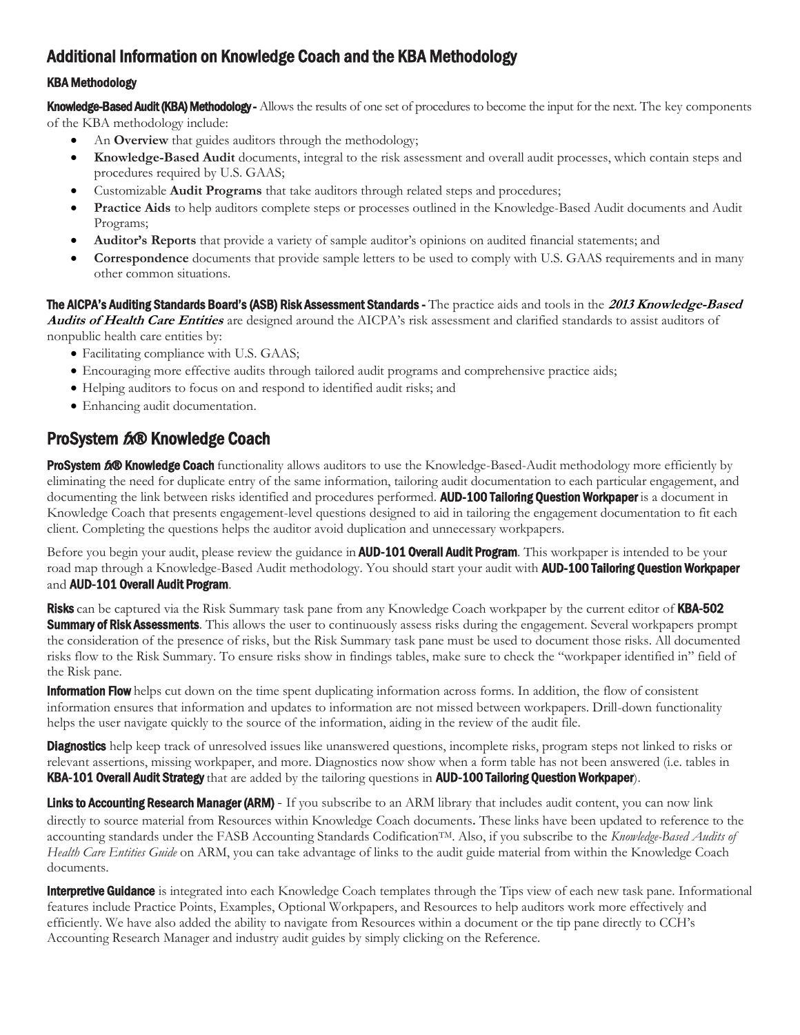# Additional Information on Knowledge Coach and the KBA Methodology

### KBA Methodology

**Knowledge-Based Audit (KBA) Methodology -** Allows the results of one set of procedures to become the input for the next. The key components of the KBA methodology include:

- An **Overview** that guides auditors through the methodology;
- **Knowledge-Based Audit** documents, integral to the risk assessment and overall audit processes, which contain steps and procedures required by U.S. GAAS;
- Customizable **Audit Programs** that take auditors through related steps and procedures;
- **Practice Aids** to help auditors complete steps or processes outlined in the Knowledge-Based Audit documents and Audit Programs;
- **Auditor's Reports** that provide a variety of sample auditor's opinions on audited financial statements; and
- **Correspondence** documents that provide sample letters to be used to comply with U.S. GAAS requirements and in many other common situations.

**The AICPA's Auditing Standards Board's (ASB) Risk Assessment Standards -** The practice aids and tools in the ***2013 Knowledge-Based Audits of Health Care Entities*** are designed around the AICPA's risk assessment and clarified standards to assist auditors of nonpublic health care entities by:

- Facilitating compliance with U.S. GAAS;
- Encouraging more effective audits through tailored audit programs and comprehensive practice aids;
- Helping auditors to focus on and respond to identified audit risks; and
- Enhancing audit documentation.

## ProSystem *fx*® Knowledge Coach

**ProSystem *fx*® Knowledge Coach** functionality allows auditors to use the Knowledge-Based-Audit methodology more efficiently by eliminating the need for duplicate entry of the same information, tailoring audit documentation to each particular engagement, and documenting the link between risks identified and procedures performed. **AUD-100 Tailoring Question Workpaper** is a document in Knowledge Coach that presents engagement-level questions designed to aid in tailoring the engagement documentation to fit each client. Completing the questions helps the auditor avoid duplication and unnecessary workpapers.

Before you begin your audit, please review the guidance in **AUD-101 Overall Audit Program**. This workpaper is intended to be your road map through a Knowledge-Based Audit methodology. You should start your audit with **AUD-100 Tailoring Question Workpaper** and **AUD-101 Overall Audit Program**.

**Risks** can be captured via the Risk Summary task pane from any Knowledge Coach workpaper by the current editor of **KBA-502 Summary of Risk Assessments**. This allows the user to continuously assess risks during the engagement. Several workpapers prompt the consideration of the presence of risks, but the Risk Summary task pane must be used to document those risks. All documented risks flow to the Risk Summary. To ensure risks show in findings tables, make sure to check the "workpaper identified in" field of the Risk pane.

**Information Flow** helps cut down on the time spent duplicating information across forms. In addition, the flow of consistent information ensures that information and updates to information are not missed between workpapers. Drill-down functionality helps the user navigate quickly to the source of the information, aiding in the review of the audit file.

**Diagnostics** help keep track of unresolved issues like unanswered questions, incomplete risks, program steps not linked to risks or relevant assertions, missing workpaper, and more. Diagnostics now show when a form table has not been answered (i.e. tables in **KBA-101 Overall Audit Strategy** that are added by the tailoring questions in **AUD-100 Tailoring Question Workpaper**).

**Links to Accounting Research Manager (ARM)** - If you subscribe to an ARM library that includes audit content, you can now link directly to source material from Resources within Knowledge Coach documents. These links have been updated to reference to the accounting standards under the FASB Accounting Standards Codification™. Also, if you subscribe to the *Knowledge-Based Audits of Health Care Entities Guide* on ARM, you can take advantage of links to the audit guide material from within the Knowledge Coach documents.

**Interpretive Guidance** is integrated into each Knowledge Coach templates through the Tips view of each new task pane. Informational features include Practice Points, Examples, Optional Workpapers, and Resources to help auditors work more effectively and efficiently. We have also added the ability to navigate from Resources within a document or the tip pane directly to CCH's Accounting Research Manager and industry audit guides by simply clicking on the Reference.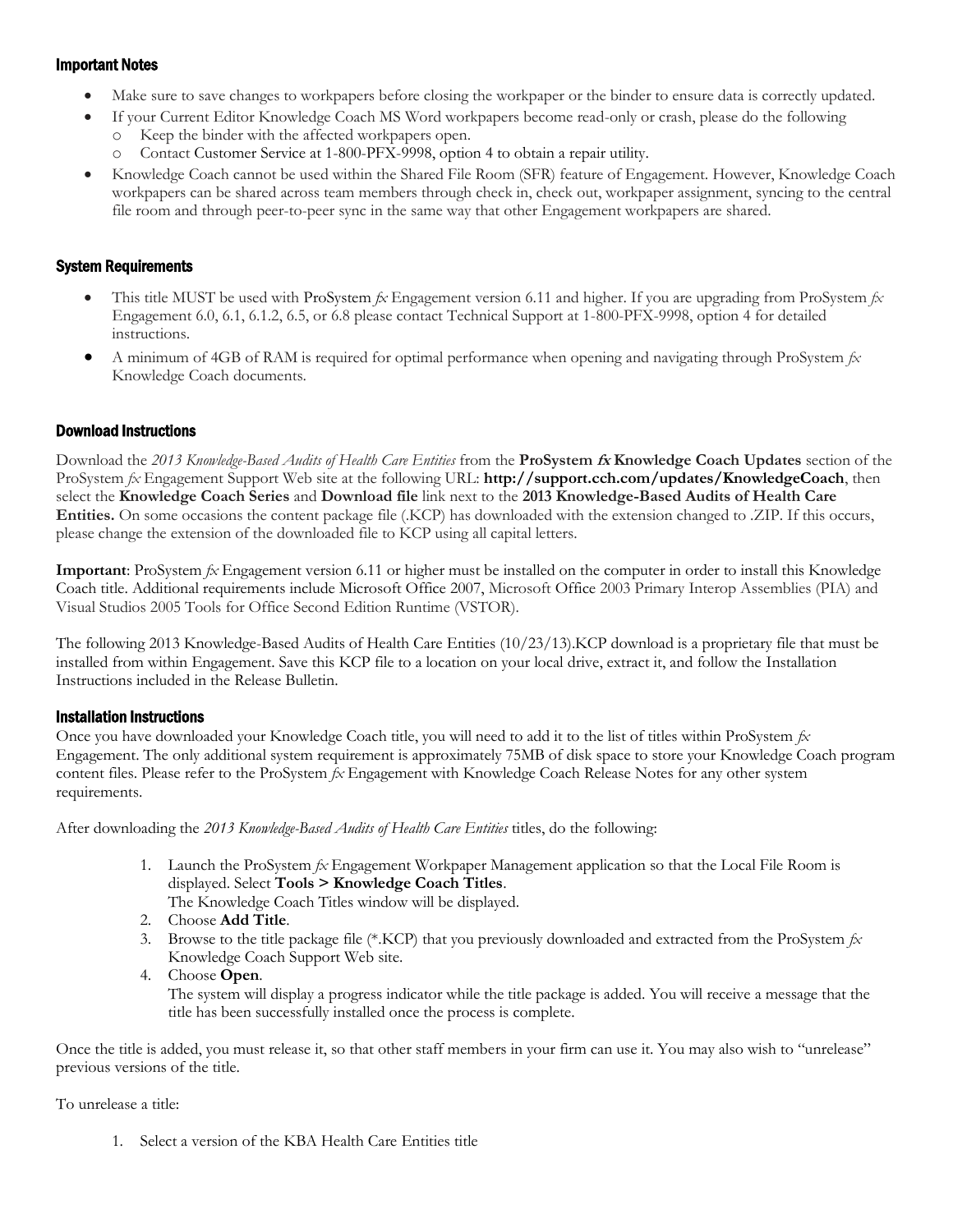## Important Notes

- Make sure to save changes to workpapers before closing the workpaper or the binder to ensure data is correctly updated.
- If your Current Editor Knowledge Coach MS Word workpapers become read-only or crash, please do the following
  - Keep the binder with the affected workpapers open.
  - Contact Customer Service at 1-800-PFX-9998, option 4 to obtain a repair utility.
- Knowledge Coach cannot be used within the Shared File Room (SFR) feature of Engagement. However, Knowledge Coach workpapers can be shared across team members through check in, check out, workpaper assignment, syncing to the central file room and through peer-to-peer sync in the same way that other Engagement workpapers are shared.

## System Requirements

- This title MUST be used with ProSystem *fx* Engagement version 6.11 and higher. If you are upgrading from ProSystem *fx* Engagement 6.0, 6.1, 6.1.2, 6.5, or 6.8 please contact Technical Support at 1-800-PFX-9998, option 4 for detailed instructions.
- A minimum of 4GB of RAM is required for optimal performance when opening and navigating through ProSystem *fx* Knowledge Coach documents.

## Download Instructions

Download the *2013 Knowledge-Based Audits of Health Care Entities* from the **ProSystem *fx* Knowledge Coach Updates** section of the ProSystem *fx* Engagement Support Web site at the following URL: **http://support.cch.com/updates/KnowledgeCoach**, then select the **Knowledge Coach Series** and **Download file** link next to the **2013 Knowledge-Based Audits of Health Care Entities.** On some occasions the content package file (.KCP) has downloaded with the extension changed to .ZIP. If this occurs, please change the extension of the downloaded file to KCP using all capital letters.

**Important**: ProSystem *fx* Engagement version 6.11 or higher must be installed on the computer in order to install this Knowledge Coach title. Additional requirements include Microsoft Office 2007, Microsoft Office 2003 Primary Interop Assemblies (PIA) and Visual Studios 2005 Tools for Office Second Edition Runtime (VSTOR).

The following 2013 Knowledge-Based Audits of Health Care Entities (10/23/13).KCP download is a proprietary file that must be installed from within Engagement. Save this KCP file to a location on your local drive, extract it, and follow the Installation Instructions included in the Release Bulletin.

## Installation Instructions

Once you have downloaded your Knowledge Coach title, you will need to add it to the list of titles within ProSystem *fx* Engagement. The only additional system requirement is approximately 75MB of disk space to store your Knowledge Coach program content files. Please refer to the ProSystem *fx* Engagement with Knowledge Coach Release Notes for any other system requirements.

After downloading the *2013 Knowledge-Based Audits of Health Care Entities* titles, do the following:

1. Launch the ProSystem *fx* Engagement Workpaper Management application so that the Local File Room is displayed. Select **Tools > Knowledge Coach Titles**.
   The Knowledge Coach Titles window will be displayed.
2. Choose **Add Title**.
3. Browse to the title package file (*.KCP) that you previously downloaded and extracted from the ProSystem *fx* Knowledge Coach Support Web site.
4. Choose **Open**.
   The system will display a progress indicator while the title package is added. You will receive a message that the title has been successfully installed once the process is complete.

Once the title is added, you must release it, so that other staff members in your firm can use it. You may also wish to "unrelease" previous versions of the title.

To unrelease a title:

1. Select a version of the KBA Health Care Entities title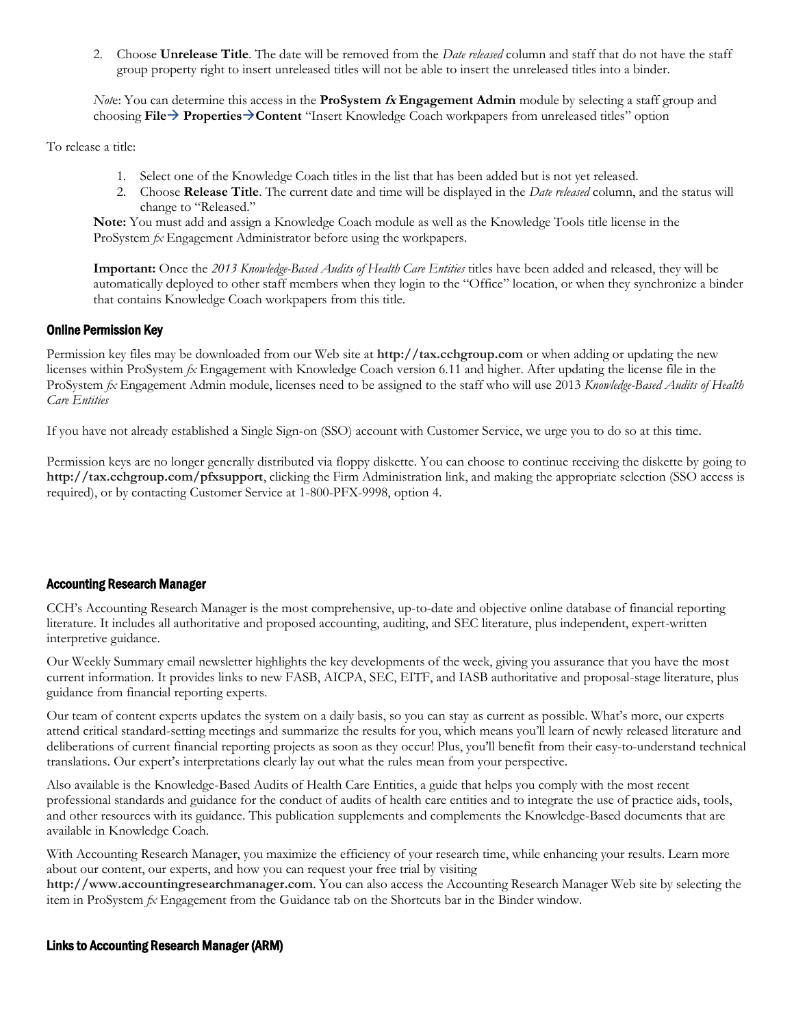2. Choose **Unrelease Title**. The date will be removed from the *Date released* column and staff that do not have the staff group property right to insert unreleased titles will not be able to insert the unreleased titles into a binder.

*Note*: You can determine this access in the **ProSystem *fx* Engagement Admin** module by selecting a staff group and choosing **File→ Properties→Content** "Insert Knowledge Coach workpapers from unreleased titles" option

To release a title:

1. Select one of the Knowledge Coach titles in the list that has been added but is not yet released.
2. Choose **Release Title**. The current date and time will be displayed in the *Date released* column, and the status will change to "Released."

**Note:** You must add and assign a Knowledge Coach module as well as the Knowledge Tools title license in the ProSystem *fx* Engagement Administrator before using the workpapers.

**Important:** Once the *2013 Knowledge-Based Audits of Health Care Entities* titles have been added and released, they will be automatically deployed to other staff members when they login to the "Office" location, or when they synchronize a binder that contains Knowledge Coach workpapers from this title.

### Online Permission Key

Permission key files may be downloaded from our Web site at **http://tax.cchgroup.com** or when adding or updating the new licenses within ProSystem *fx* Engagement with Knowledge Coach version 6.11 and higher. After updating the license file in the ProSystem *fx* Engagement Admin module, licenses need to be assigned to the staff who will use 2013 *Knowledge-Based Audits of Health Care Entities*

If you have not already established a Single Sign-on (SSO) account with Customer Service, we urge you to do so at this time.

Permission keys are no longer generally distributed via floppy diskette. You can choose to continue receiving the diskette by going to **http://tax.cchgroup.com/pfxsupport**, clicking the Firm Administration link, and making the appropriate selection (SSO access is required), or by contacting Customer Service at 1-800-PFX-9998, option 4.

### Accounting Research Manager

CCH's Accounting Research Manager is the most comprehensive, up-to-date and objective online database of financial reporting literature. It includes all authoritative and proposed accounting, auditing, and SEC literature, plus independent, expert-written interpretive guidance.

Our Weekly Summary email newsletter highlights the key developments of the week, giving you assurance that you have the most current information. It provides links to new FASB, AICPA, SEC, EITF, and IASB authoritative and proposal-stage literature, plus guidance from financial reporting experts.

Our team of content experts updates the system on a daily basis, so you can stay as current as possible. What's more, our experts attend critical standard-setting meetings and summarize the results for you, which means you'll learn of newly released literature and deliberations of current financial reporting projects as soon as they occur! Plus, you'll benefit from their easy-to-understand technical translations. Our expert's interpretations clearly lay out what the rules mean from your perspective.

Also available is the Knowledge-Based Audits of Health Care Entities, a guide that helps you comply with the most recent professional standards and guidance for the conduct of audits of health care entities and to integrate the use of practice aids, tools, and other resources with its guidance. This publication supplements and complements the Knowledge-Based documents that are available in Knowledge Coach.

With Accounting Research Manager, you maximize the efficiency of your research time, while enhancing your results. Learn more about our content, our experts, and how you can request your free trial by visiting **http://www.accountingresearchmanager.com**. You can also access the Accounting Research Manager Web site by selecting the item in ProSystem *fx* Engagement from the Guidance tab on the Shortcuts bar in the Binder window.

### Links to Accounting Research Manager (ARM)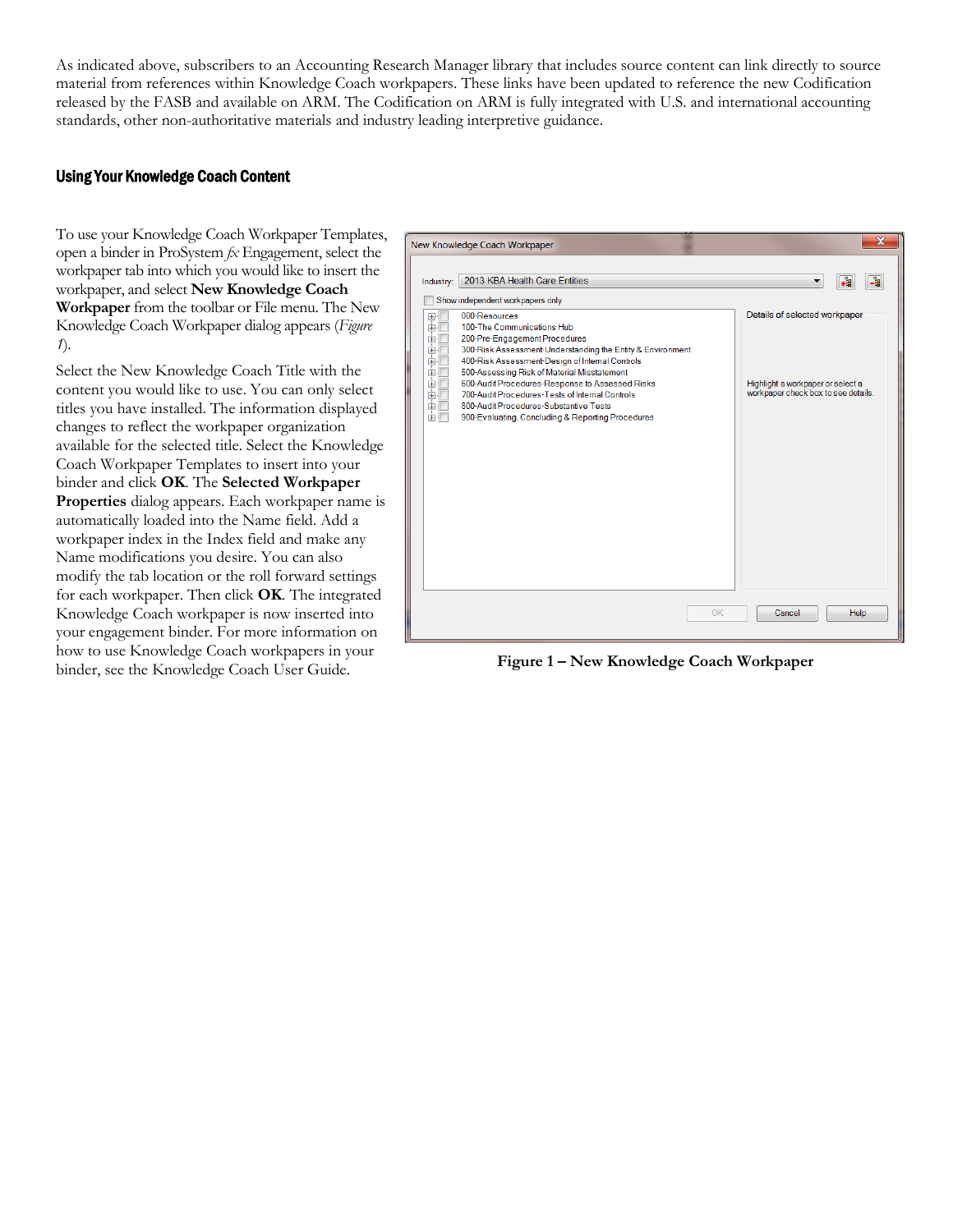As indicated above, subscribers to an Accounting Research Manager library that includes source content can link directly to source material from references within Knowledge Coach workpapers. These links have been updated to reference the new Codification released by the FASB and available on ARM. The Codification on ARM is fully integrated with U.S. and international accounting standards, other non-authoritative materials and industry leading interpretive guidance.

## Using Your Knowledge Coach Content

To use your Knowledge Coach Workpaper Templates, open a binder in ProSystem *fx* Engagement, select the workpaper tab into which you would like to insert the workpaper, and select **New Knowledge Coach Workpaper** from the toolbar or File menu. The New Knowledge Coach Workpaper dialog appears (*Figure 1*).

Select the New Knowledge Coach Title with the content you would like to use. You can only select titles you have installed. The information displayed changes to reflect the workpaper organization available for the selected title. Select the Knowledge Coach Workpaper Templates to insert into your binder and click **OK**. The **Selected Workpaper Properties** dialog appears. Each workpaper name is automatically loaded into the Name field. Add a workpaper index in the Index field and make any Name modifications you desire. You can also modify the tab location or the roll forward settings for each workpaper. Then click **OK**. The integrated Knowledge Coach workpaper is now inserted into your engagement binder. For more information on how to use Knowledge Coach workpapers in your binder, see the Knowledge Coach User Guide.

**Figure 1 – New Knowledge Coach Workpaper**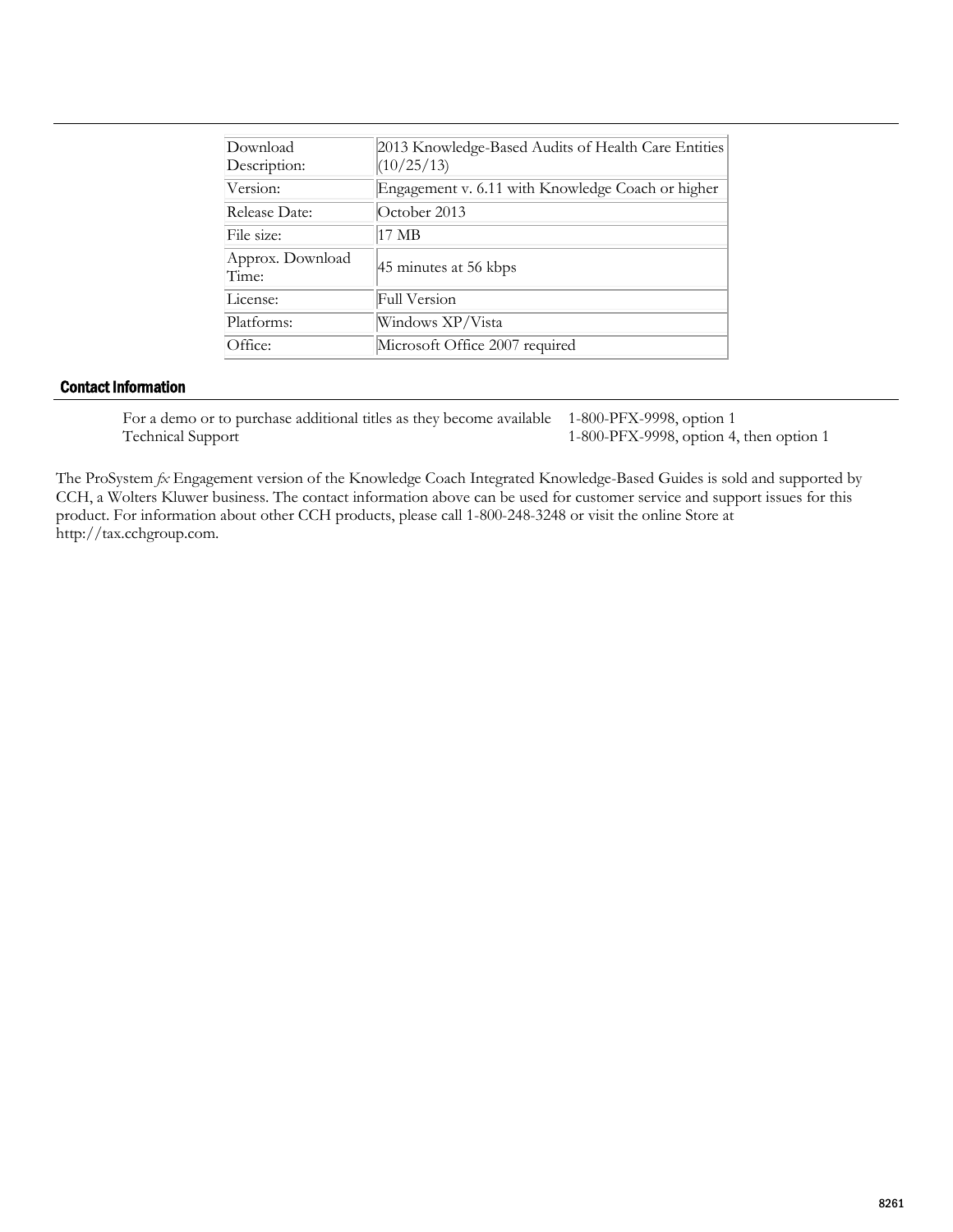| | |
|---|---|
| Download Description: | 2013 Knowledge-Based Audits of Health Care Entities (10/25/13) |
| Version: | Engagement v. 6.11 with Knowledge Coach or higher |
| Release Date: | October 2013 |
| File size: | 17 MB |
| Approx. Download Time: | 45 minutes at 56 kbps |
| License: | Full Version |
| Platforms: | Windows XP/Vista |
| Office: | Microsoft Office 2007 required |

## Contact Information

| | |
|---|---|
| For a demo or to purchase additional titles as they become available | 1-800-PFX-9998, option 1 |
| Technical Support | 1-800-PFX-9998, option 4, then option 1 |

The ProSystem *fx* Engagement version of the Knowledge Coach Integrated Knowledge-Based Guides is sold and supported by CCH, a Wolters Kluwer business. The contact information above can be used for customer service and support issues for this product. For information about other CCH products, please call 1-800-248-3248 or visit the online Store at http://tax.cchgroup.com.